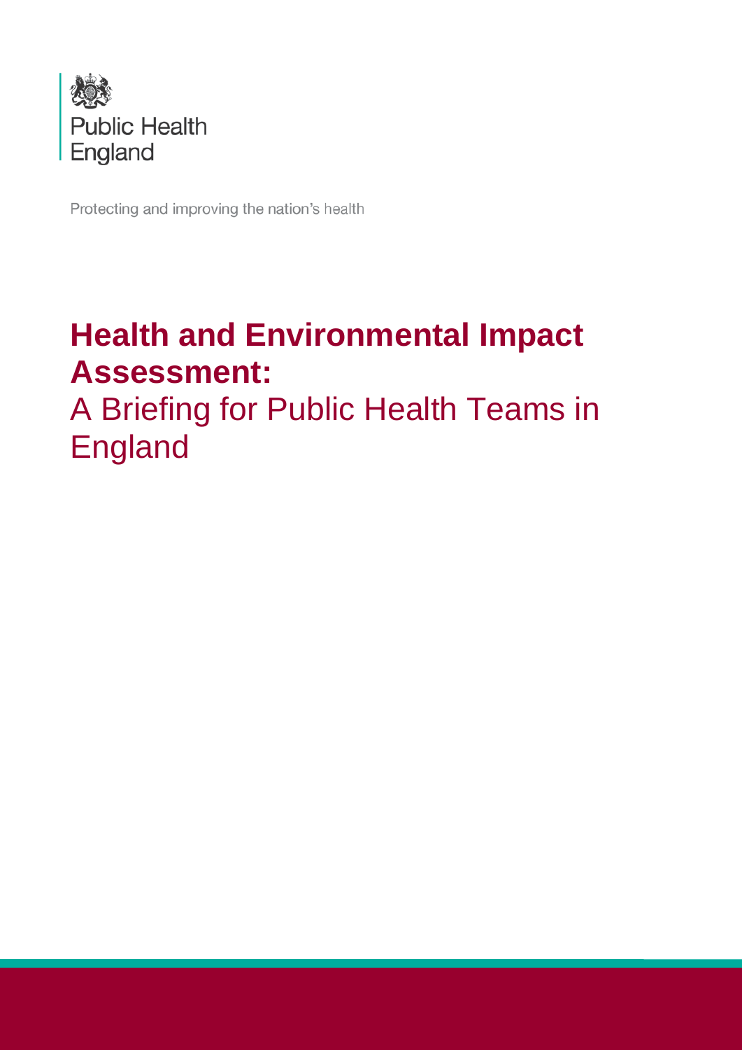Public Health England

Protecting and improving the nation's health

# Health and Environmental Impact Assessment:

## A Briefing for Public Health Teams in England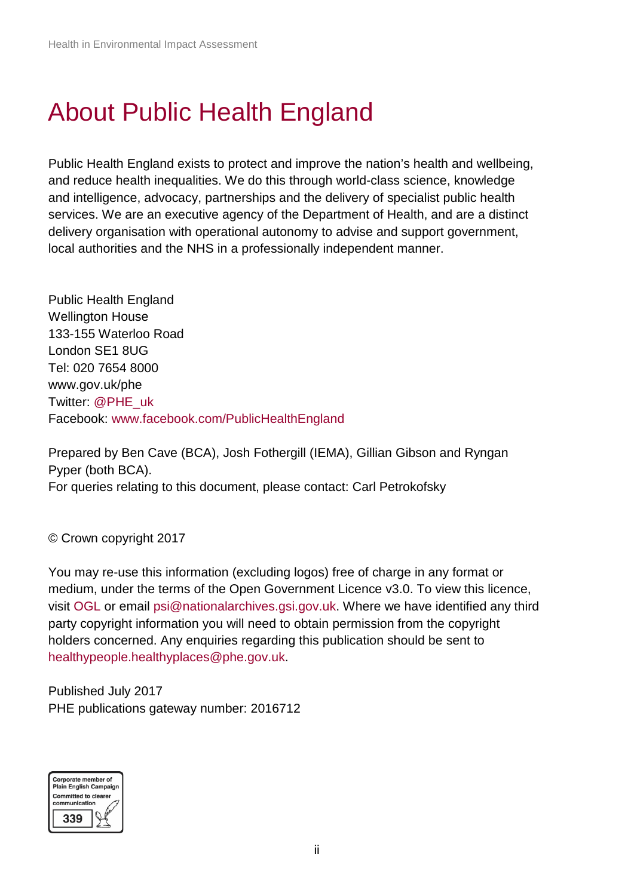# About Public Health England

Public Health England exists to protect and improve the nation's health and wellbeing, and reduce health inequalities. We do this through world-class science, knowledge and intelligence, advocacy, partnerships and the delivery of specialist public health services. We are an executive agency of the Department of Health, and are a distinct delivery organisation with operational autonomy to advise and support government, local authorities and the NHS in a professionally independent manner.

Public Health England
Wellington House
133-155 Waterloo Road
London SE1 8UG
Tel: 020 7654 8000
www.gov.uk/phe
Twitter: @PHE_uk
Facebook: www.facebook.com/PublicHealthEngland

Prepared by Ben Cave (BCA), Josh Fothergill (IEMA), Gillian Gibson and Ryngan Pyper (both BCA).
For queries relating to this document, please contact: Carl Petrokofsky

© Crown copyright 2017

You may re-use this information (excluding logos) free of charge in any format or medium, under the terms of the Open Government Licence v3.0. To view this licence, visit OGL or email psi@nationalarchives.gsi.gov.uk. Where we have identified any third party copyright information you will need to obtain permission from the copyright holders concerned. Any enquiries regarding this publication should be sent to healthypeople.healthyplaces@phe.gov.uk.

Published July 2017
PHE publications gateway number: 2016712

Corporate member of Plain English Campaign
Committed to clearer communication
339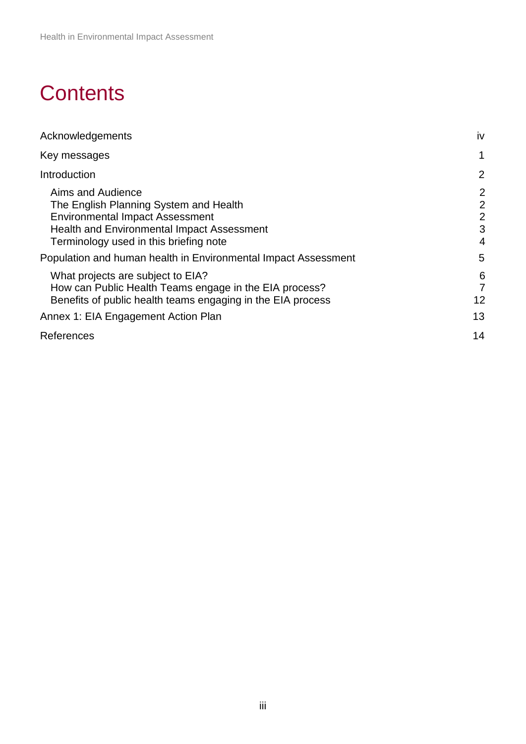# Contents

| | |
|---|---|
| Acknowledgements | iv |
| Key messages | 1 |
| Introduction | 2 |
| Aims and Audience | 2 |
| The English Planning System and Health | 2 |
| Environmental Impact Assessment | 2 |
| Health and Environmental Impact Assessment | 3 |
| Terminology used in this briefing note | 4 |
| Population and human health in Environmental Impact Assessment | 5 |
| What projects are subject to EIA? | 6 |
| How can Public Health Teams engage in the EIA process? | 7 |
| Benefits of public health teams engaging in the EIA process | 12 |
| Annex 1: EIA Engagement Action Plan | 13 |
| References | 14 |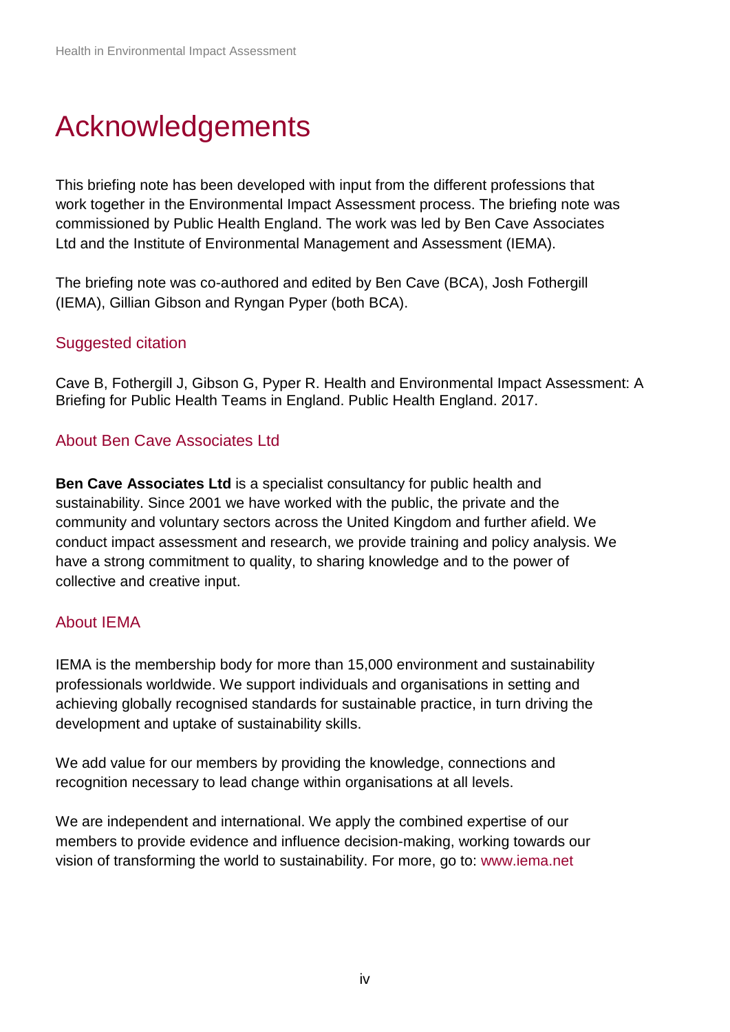# Acknowledgements

This briefing note has been developed with input from the different professions that work together in the Environmental Impact Assessment process. The briefing note was commissioned by Public Health England. The work was led by Ben Cave Associates Ltd and the Institute of Environmental Management and Assessment (IEMA).

The briefing note was co-authored and edited by Ben Cave (BCA), Josh Fothergill (IEMA), Gillian Gibson and Ryngan Pyper (both BCA).

## Suggested citation

Cave B, Fothergill J, Gibson G, Pyper R. Health and Environmental Impact Assessment: A Briefing for Public Health Teams in England. Public Health England. 2017.

## About Ben Cave Associates Ltd

**Ben Cave Associates Ltd** is a specialist consultancy for public health and sustainability. Since 2001 we have worked with the public, the private and the community and voluntary sectors across the United Kingdom and further afield. We conduct impact assessment and research, we provide training and policy analysis. We have a strong commitment to quality, to sharing knowledge and to the power of collective and creative input.

## About IEMA

IEMA is the membership body for more than 15,000 environment and sustainability professionals worldwide. We support individuals and organisations in setting and achieving globally recognised standards for sustainable practice, in turn driving the development and uptake of sustainability skills.

We add value for our members by providing the knowledge, connections and recognition necessary to lead change within organisations at all levels.

We are independent and international. We apply the combined expertise of our members to provide evidence and influence decision-making, working towards our vision of transforming the world to sustainability. For more, go to: www.iema.net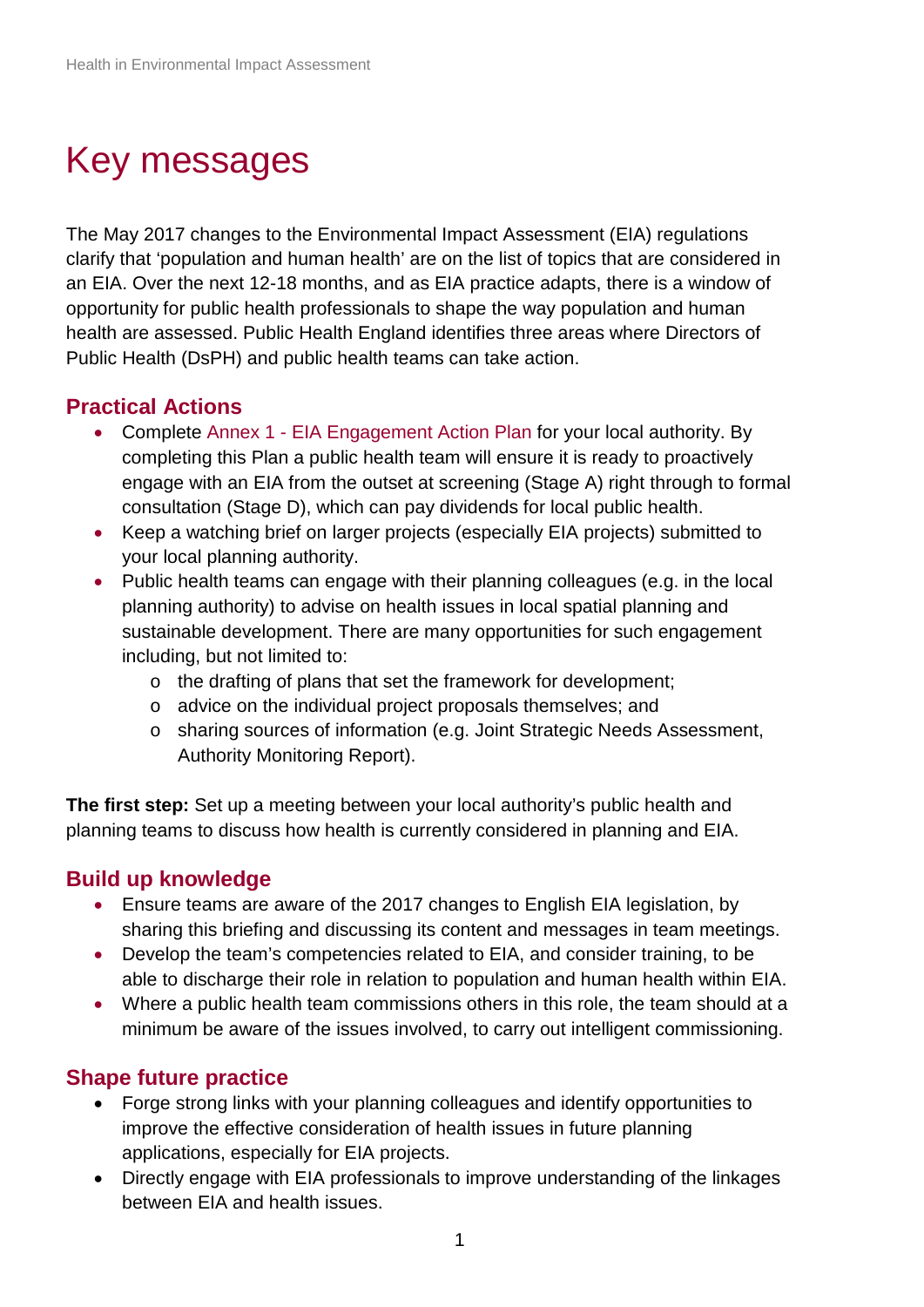# Key messages

The May 2017 changes to the Environmental Impact Assessment (EIA) regulations clarify that 'population and human health' are on the list of topics that are considered in an EIA. Over the next 12-18 months, and as EIA practice adapts, there is a window of opportunity for public health professionals to shape the way population and human health are assessed. Public Health England identifies three areas where Directors of Public Health (DsPH) and public health teams can take action.

## Practical Actions

- Complete Annex 1 - EIA Engagement Action Plan for your local authority. By completing this Plan a public health team will ensure it is ready to proactively engage with an EIA from the outset at screening (Stage A) right through to formal consultation (Stage D), which can pay dividends for local public health.
- Keep a watching brief on larger projects (especially EIA projects) submitted to your local planning authority.
- Public health teams can engage with their planning colleagues (e.g. in the local planning authority) to advise on health issues in local spatial planning and sustainable development. There are many opportunities for such engagement including, but not limited to:
  - the drafting of plans that set the framework for development;
  - advice on the individual project proposals themselves; and
  - sharing sources of information (e.g. Joint Strategic Needs Assessment, Authority Monitoring Report).

**The first step:** Set up a meeting between your local authority's public health and planning teams to discuss how health is currently considered in planning and EIA.

## Build up knowledge

- Ensure teams are aware of the 2017 changes to English EIA legislation, by sharing this briefing and discussing its content and messages in team meetings.
- Develop the team's competencies related to EIA, and consider training, to be able to discharge their role in relation to population and human health within EIA.
- Where a public health team commissions others in this role, the team should at a minimum be aware of the issues involved, to carry out intelligent commissioning.

## Shape future practice

- Forge strong links with your planning colleagues and identify opportunities to improve the effective consideration of health issues in future planning applications, especially for EIA projects.
- Directly engage with EIA professionals to improve understanding of the linkages between EIA and health issues.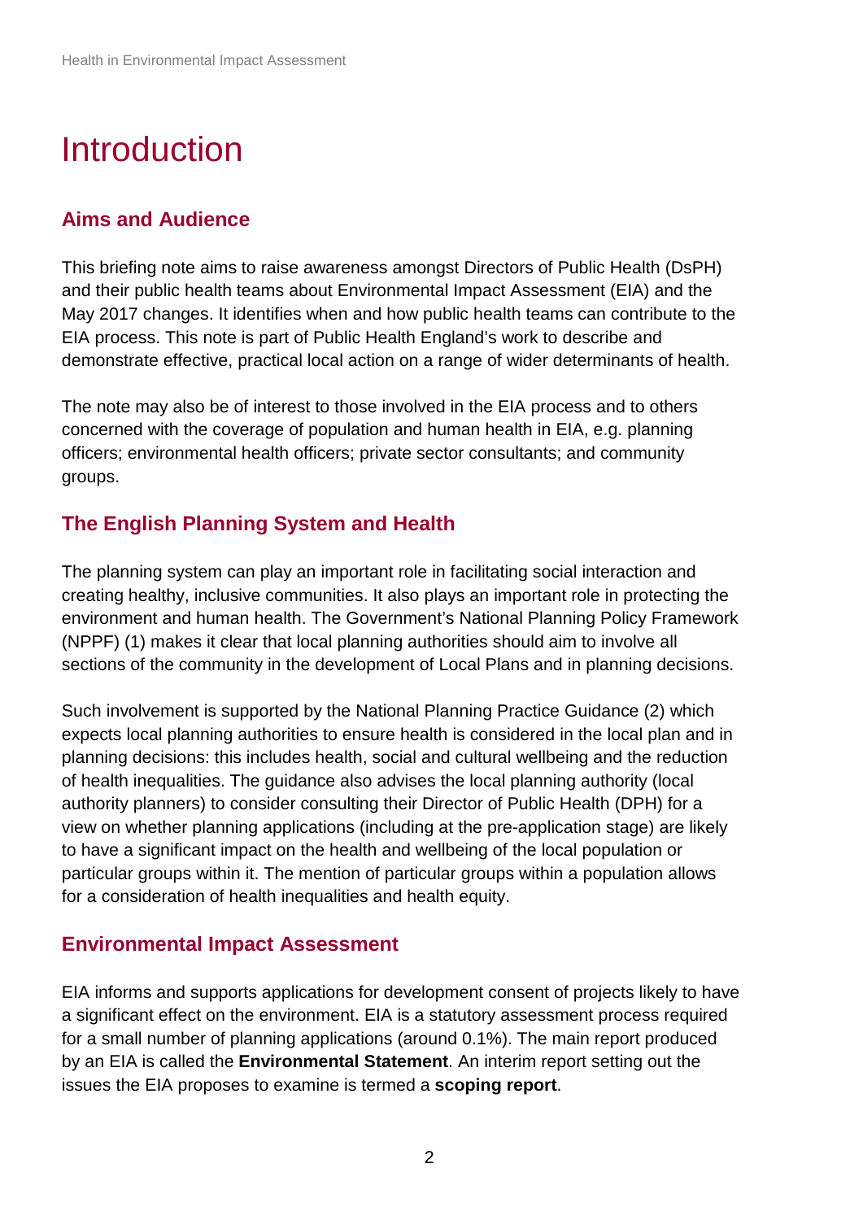# Introduction

## Aims and Audience

This briefing note aims to raise awareness amongst Directors of Public Health (DsPH) and their public health teams about Environmental Impact Assessment (EIA) and the May 2017 changes. It identifies when and how public health teams can contribute to the EIA process. This note is part of Public Health England's work to describe and demonstrate effective, practical local action on a range of wider determinants of health.

The note may also be of interest to those involved in the EIA process and to others concerned with the coverage of population and human health in EIA, e.g. planning officers; environmental health officers; private sector consultants; and community groups.

## The English Planning System and Health

The planning system can play an important role in facilitating social interaction and creating healthy, inclusive communities. It also plays an important role in protecting the environment and human health. The Government's National Planning Policy Framework (NPPF) (1) makes it clear that local planning authorities should aim to involve all sections of the community in the development of Local Plans and in planning decisions.

Such involvement is supported by the National Planning Practice Guidance (2) which expects local planning authorities to ensure health is considered in the local plan and in planning decisions: this includes health, social and cultural wellbeing and the reduction of health inequalities. The guidance also advises the local planning authority (local authority planners) to consider consulting their Director of Public Health (DPH) for a view on whether planning applications (including at the pre-application stage) are likely to have a significant impact on the health and wellbeing of the local population or particular groups within it. The mention of particular groups within a population allows for a consideration of health inequalities and health equity.

## Environmental Impact Assessment

EIA informs and supports applications for development consent of projects likely to have a significant effect on the environment. EIA is a statutory assessment process required for a small number of planning applications (around 0.1%). The main report produced by an EIA is called the **Environmental Statement**. An interim report setting out the issues the EIA proposes to examine is termed a **scoping report**.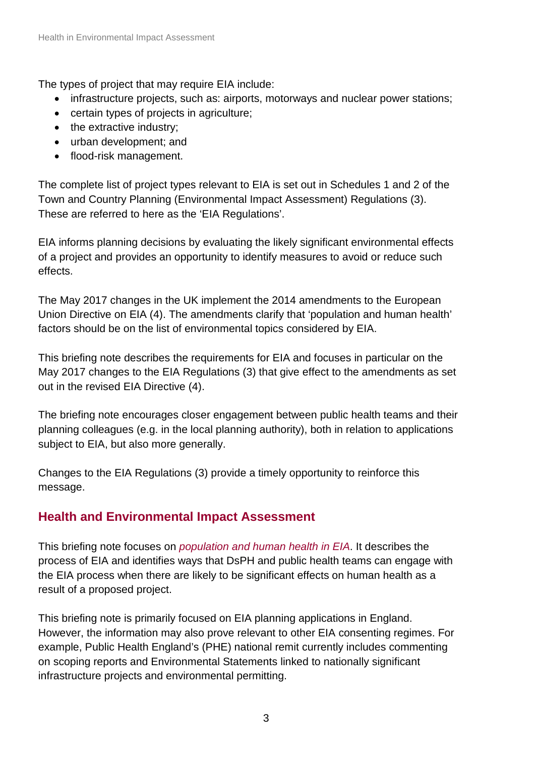The types of project that may require EIA include:

- infrastructure projects, such as: airports, motorways and nuclear power stations;
- certain types of projects in agriculture;
- the extractive industry;
- urban development; and
- flood-risk management.

The complete list of project types relevant to EIA is set out in Schedules 1 and 2 of the Town and Country Planning (Environmental Impact Assessment) Regulations (3). These are referred to here as the 'EIA Regulations'.

EIA informs planning decisions by evaluating the likely significant environmental effects of a project and provides an opportunity to identify measures to avoid or reduce such effects.

The May 2017 changes in the UK implement the 2014 amendments to the European Union Directive on EIA (4). The amendments clarify that 'population and human health' factors should be on the list of environmental topics considered by EIA.

This briefing note describes the requirements for EIA and focuses in particular on the May 2017 changes to the EIA Regulations (3) that give effect to the amendments as set out in the revised EIA Directive (4).

The briefing note encourages closer engagement between public health teams and their planning colleagues (e.g. in the local planning authority), both in relation to applications subject to EIA, but also more generally.

Changes to the EIA Regulations (3) provide a timely opportunity to reinforce this message.

## Health and Environmental Impact Assessment

This briefing note focuses on *population and human health in EIA*. It describes the process of EIA and identifies ways that DsPH and public health teams can engage with the EIA process when there are likely to be significant effects on human health as a result of a proposed project.

This briefing note is primarily focused on EIA planning applications in England. However, the information may also prove relevant to other EIA consenting regimes. For example, Public Health England's (PHE) national remit currently includes commenting on scoping reports and Environmental Statements linked to nationally significant infrastructure projects and environmental permitting.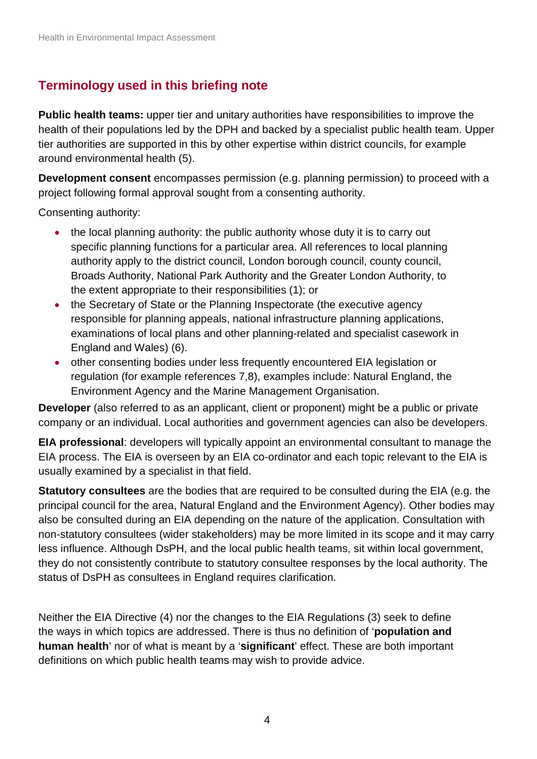## Terminology used in this briefing note

**Public health teams:** upper tier and unitary authorities have responsibilities to improve the health of their populations led by the DPH and backed by a specialist public health team. Upper tier authorities are supported in this by other expertise within district councils, for example around environmental health (5).

**Development consent** encompasses permission (e.g. planning permission) to proceed with a project following formal approval sought from a consenting authority.

Consenting authority:

- the local planning authority: the public authority whose duty it is to carry out specific planning functions for a particular area. All references to local planning authority apply to the district council, London borough council, county council, Broads Authority, National Park Authority and the Greater London Authority, to the extent appropriate to their responsibilities (1); or
- the Secretary of State or the Planning Inspectorate (the executive agency responsible for planning appeals, national infrastructure planning applications, examinations of local plans and other planning-related and specialist casework in England and Wales) (6).
- other consenting bodies under less frequently encountered EIA legislation or regulation (for example references 7,8), examples include: Natural England, the Environment Agency and the Marine Management Organisation.

**Developer** (also referred to as an applicant, client or proponent) might be a public or private company or an individual. Local authorities and government agencies can also be developers.

**EIA professional**: developers will typically appoint an environmental consultant to manage the EIA process. The EIA is overseen by an EIA co-ordinator and each topic relevant to the EIA is usually examined by a specialist in that field.

**Statutory consultees** are the bodies that are required to be consulted during the EIA (e.g. the principal council for the area, Natural England and the Environment Agency). Other bodies may also be consulted during an EIA depending on the nature of the application. Consultation with non-statutory consultees (wider stakeholders) may be more limited in its scope and it may carry less influence. Although DsPH, and the local public health teams, sit within local government, they do not consistently contribute to statutory consultee responses by the local authority. The status of DsPH as consultees in England requires clarification.

Neither the EIA Directive (4) nor the changes to the EIA Regulations (3) seek to define the ways in which topics are addressed. There is thus no definition of '**population and human health**' nor of what is meant by a '**significant**' effect. These are both important definitions on which public health teams may wish to provide advice.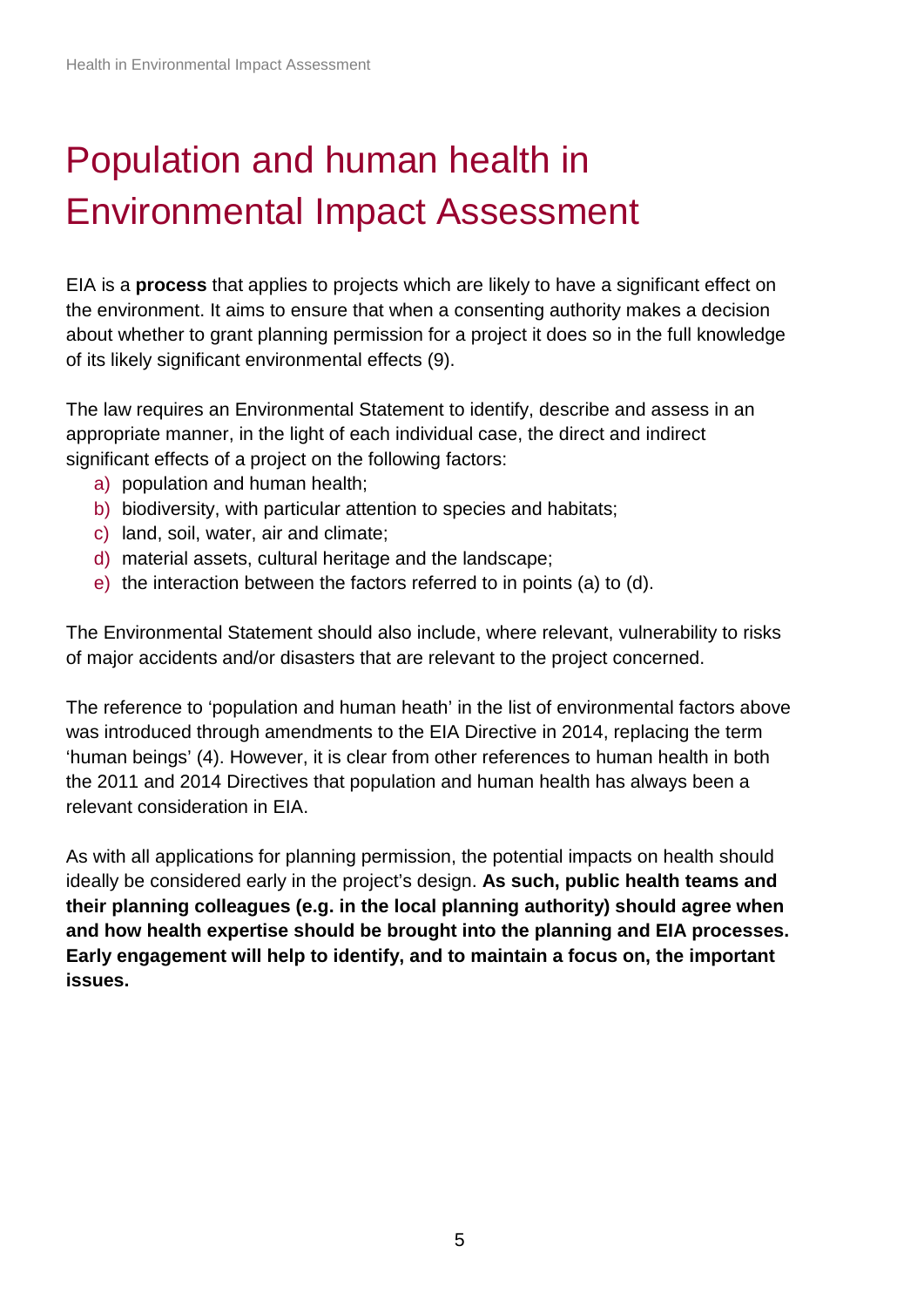# Population and human health in Environmental Impact Assessment

EIA is a **process** that applies to projects which are likely to have a significant effect on the environment. It aims to ensure that when a consenting authority makes a decision about whether to grant planning permission for a project it does so in the full knowledge of its likely significant environmental effects (9).

The law requires an Environmental Statement to identify, describe and assess in an appropriate manner, in the light of each individual case, the direct and indirect significant effects of a project on the following factors:

a) population and human health;
b) biodiversity, with particular attention to species and habitats;
c) land, soil, water, air and climate;
d) material assets, cultural heritage and the landscape;
e) the interaction between the factors referred to in points (a) to (d).

The Environmental Statement should also include, where relevant, vulnerability to risks of major accidents and/or disasters that are relevant to the project concerned.

The reference to 'population and human heath' in the list of environmental factors above was introduced through amendments to the EIA Directive in 2014, replacing the term 'human beings' (4). However, it is clear from other references to human health in both the 2011 and 2014 Directives that population and human health has always been a relevant consideration in EIA.

As with all applications for planning permission, the potential impacts on health should ideally be considered early in the project's design. **As such, public health teams and their planning colleagues (e.g. in the local planning authority) should agree when and how health expertise should be brought into the planning and EIA processes. Early engagement will help to identify, and to maintain a focus on, the important issues.**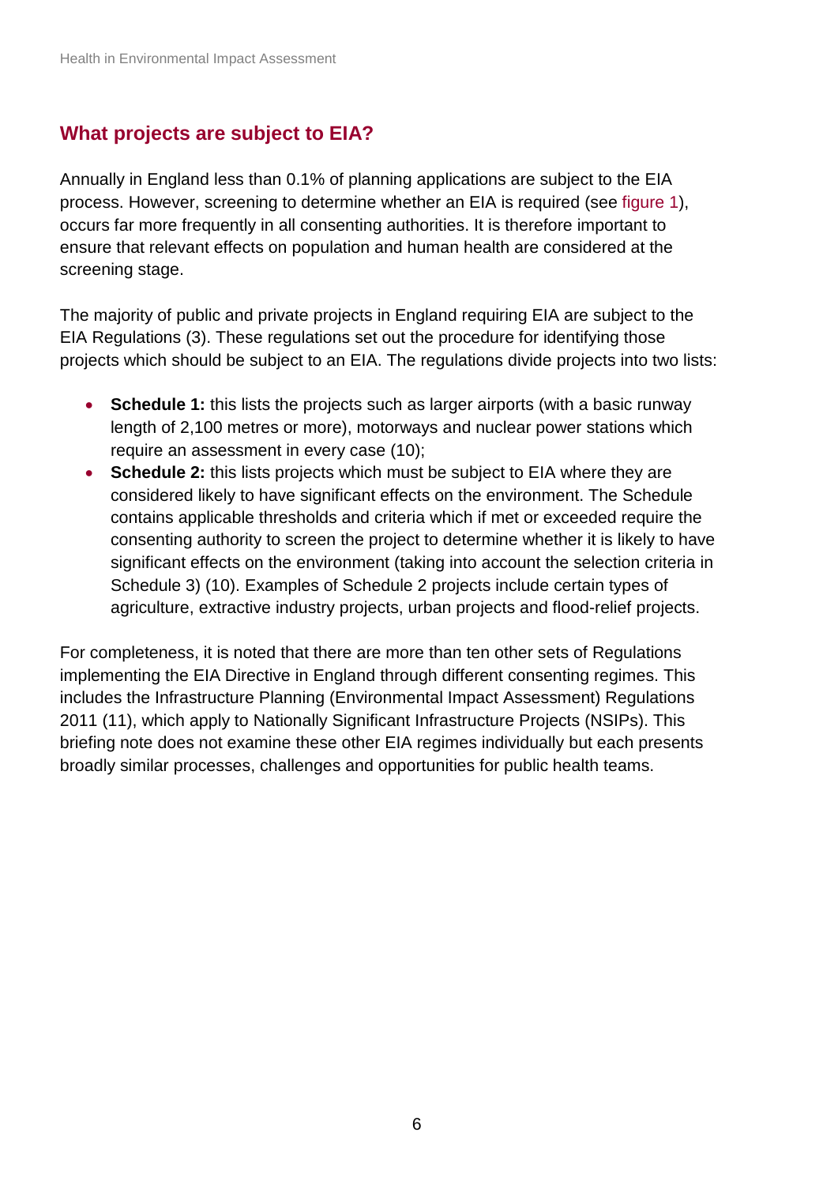## What projects are subject to EIA?

Annually in England less than 0.1% of planning applications are subject to the EIA process. However, screening to determine whether an EIA is required (see figure 1), occurs far more frequently in all consenting authorities. It is therefore important to ensure that relevant effects on population and human health are considered at the screening stage.

The majority of public and private projects in England requiring EIA are subject to the EIA Regulations (3). These regulations set out the procedure for identifying those projects which should be subject to an EIA. The regulations divide projects into two lists:

- **Schedule 1:** this lists the projects such as larger airports (with a basic runway length of 2,100 metres or more), motorways and nuclear power stations which require an assessment in every case (10);
- **Schedule 2:** this lists projects which must be subject to EIA where they are considered likely to have significant effects on the environment. The Schedule contains applicable thresholds and criteria which if met or exceeded require the consenting authority to screen the project to determine whether it is likely to have significant effects on the environment (taking into account the selection criteria in Schedule 3) (10). Examples of Schedule 2 projects include certain types of agriculture, extractive industry projects, urban projects and flood-relief projects.

For completeness, it is noted that there are more than ten other sets of Regulations implementing the EIA Directive in England through different consenting regimes. This includes the Infrastructure Planning (Environmental Impact Assessment) Regulations 2011 (11), which apply to Nationally Significant Infrastructure Projects (NSIPs). This briefing note does not examine these other EIA regimes individually but each presents broadly similar processes, challenges and opportunities for public health teams.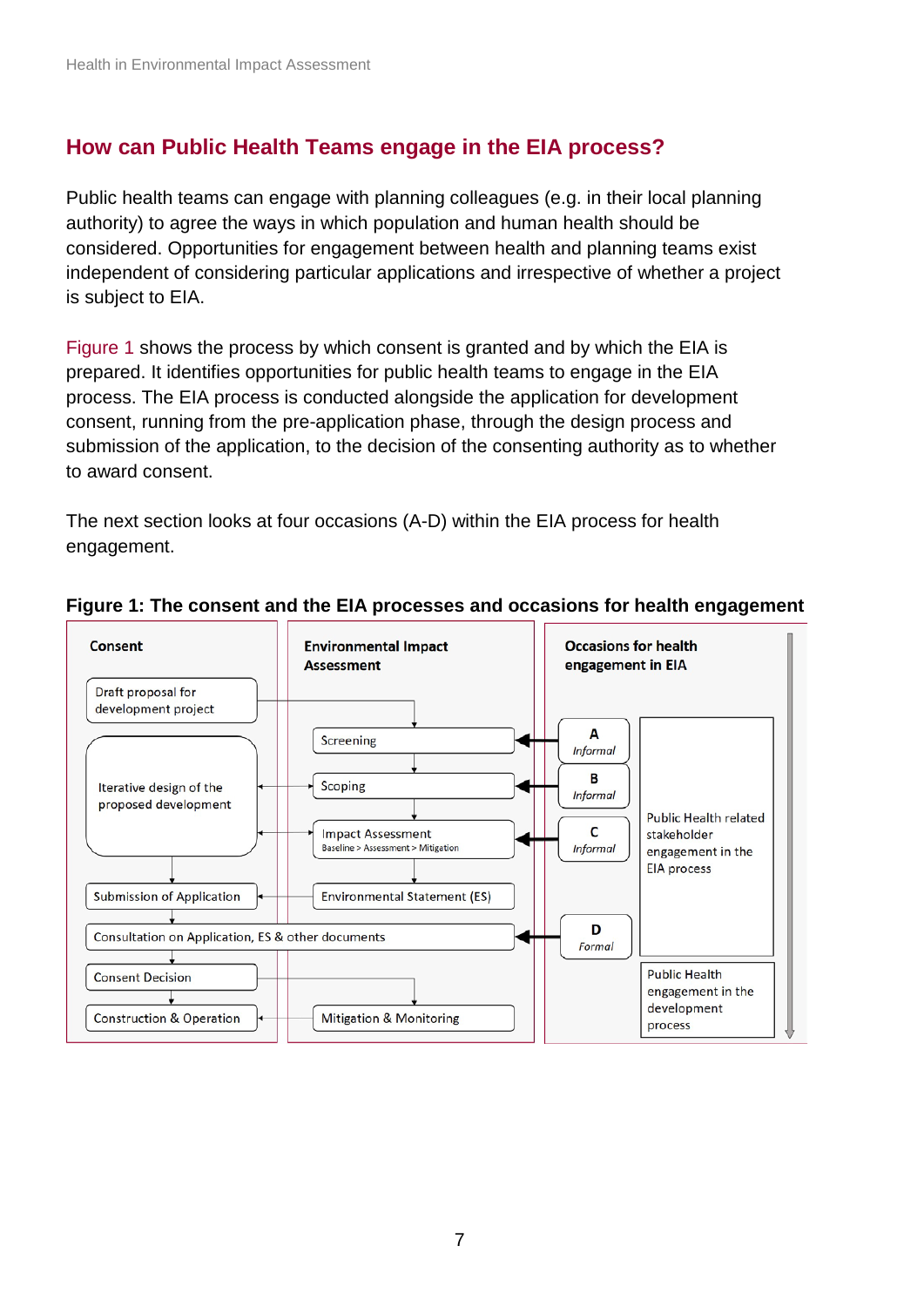## How can Public Health Teams engage in the EIA process?

Public health teams can engage with planning colleagues (e.g. in their local planning authority) to agree the ways in which population and human health should be considered. Opportunities for engagement between health and planning teams exist independent of considering particular applications and irrespective of whether a project is subject to EIA.

Figure 1 shows the process by which consent is granted and by which the EIA is prepared. It identifies opportunities for public health teams to engage in the EIA process. The EIA process is conducted alongside the application for development consent, running from the pre-application phase, through the design process and submission of the application, to the decision of the consenting authority as to whether to award consent.

The next section looks at four occasions (A-D) within the EIA process for health engagement.

**Figure 1: The consent and the EIA processes and occasions for health engagement**

| Consent | Environmental Impact Assessment | Occasions for health engagement in EIA | |
|---|---|---|---|
| Draft proposal for development project | | | |
| Iterative design of the proposed development | Screening | A *Informal* | Public Health related stakeholder engagement in the EIA process |
| | Scoping | B *Informal* | |
| | Impact Assessment (Baseline > Assessment > Mitigation) | C *Informal* | |
| Submission of Application | Environmental Statement (ES) | | |
| Consultation on Application, ES & other documents | | D *Formal* | |
| Consent Decision | | | Public Health engagement in the development process |
| Construction & Operation | Mitigation & Monitoring | | |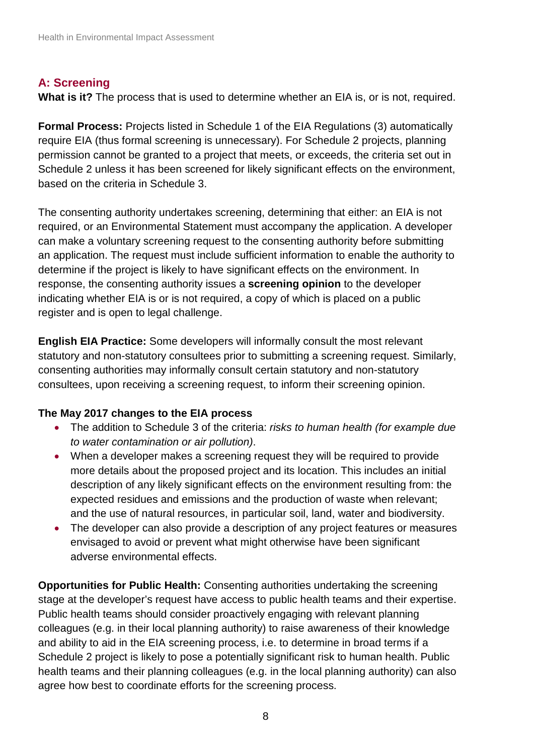## A: Screening

**What is it?** The process that is used to determine whether an EIA is, or is not, required.

**Formal Process:** Projects listed in Schedule 1 of the EIA Regulations (3) automatically require EIA (thus formal screening is unnecessary). For Schedule 2 projects, planning permission cannot be granted to a project that meets, or exceeds, the criteria set out in Schedule 2 unless it has been screened for likely significant effects on the environment, based on the criteria in Schedule 3.

The consenting authority undertakes screening, determining that either: an EIA is not required, or an Environmental Statement must accompany the application. A developer can make a voluntary screening request to the consenting authority before submitting an application. The request must include sufficient information to enable the authority to determine if the project is likely to have significant effects on the environment. In response, the consenting authority issues a **screening opinion** to the developer indicating whether EIA is or is not required, a copy of which is placed on a public register and is open to legal challenge.

**English EIA Practice:** Some developers will informally consult the most relevant statutory and non-statutory consultees prior to submitting a screening request. Similarly, consenting authorities may informally consult certain statutory and non-statutory consultees, upon receiving a screening request, to inform their screening opinion.

### The May 2017 changes to the EIA process

- The addition to Schedule 3 of the criteria: *risks to human health (for example due to water contamination or air pollution)*.
- When a developer makes a screening request they will be required to provide more details about the proposed project and its location. This includes an initial description of any likely significant effects on the environment resulting from: the expected residues and emissions and the production of waste when relevant; and the use of natural resources, in particular soil, land, water and biodiversity.
- The developer can also provide a description of any project features or measures envisaged to avoid or prevent what might otherwise have been significant adverse environmental effects.

**Opportunities for Public Health:** Consenting authorities undertaking the screening stage at the developer's request have access to public health teams and their expertise. Public health teams should consider proactively engaging with relevant planning colleagues (e.g. in their local planning authority) to raise awareness of their knowledge and ability to aid in the EIA screening process, i.e. to determine in broad terms if a Schedule 2 project is likely to pose a potentially significant risk to human health. Public health teams and their planning colleagues (e.g. in the local planning authority) can also agree how best to coordinate efforts for the screening process.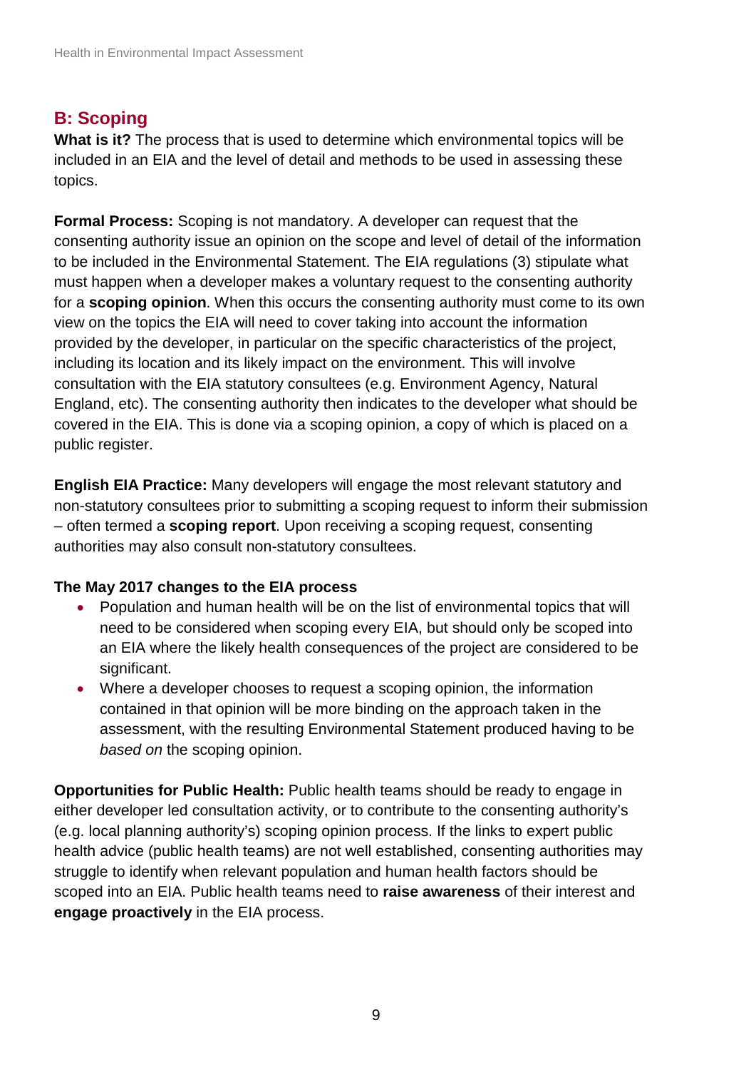## B: Scoping

**What is it?** The process that is used to determine which environmental topics will be included in an EIA and the level of detail and methods to be used in assessing these topics.

**Formal Process:** Scoping is not mandatory. A developer can request that the consenting authority issue an opinion on the scope and level of detail of the information to be included in the Environmental Statement. The EIA regulations (3) stipulate what must happen when a developer makes a voluntary request to the consenting authority for a **scoping opinion**. When this occurs the consenting authority must come to its own view on the topics the EIA will need to cover taking into account the information provided by the developer, in particular on the specific characteristics of the project, including its location and its likely impact on the environment. This will involve consultation with the EIA statutory consultees (e.g. Environment Agency, Natural England, etc). The consenting authority then indicates to the developer what should be covered in the EIA. This is done via a scoping opinion, a copy of which is placed on a public register.

**English EIA Practice:** Many developers will engage the most relevant statutory and non-statutory consultees prior to submitting a scoping request to inform their submission – often termed a **scoping report**. Upon receiving a scoping request, consenting authorities may also consult non-statutory consultees.

**The May 2017 changes to the EIA process**

- Population and human health will be on the list of environmental topics that will need to be considered when scoping every EIA, but should only be scoped into an EIA where the likely health consequences of the project are considered to be significant.
- Where a developer chooses to request a scoping opinion, the information contained in that opinion will be more binding on the approach taken in the assessment, with the resulting Environmental Statement produced having to be *based on* the scoping opinion.

**Opportunities for Public Health:** Public health teams should be ready to engage in either developer led consultation activity, or to contribute to the consenting authority's (e.g. local planning authority's) scoping opinion process. If the links to expert public health advice (public health teams) are not well established, consenting authorities may struggle to identify when relevant population and human health factors should be scoped into an EIA. Public health teams need to **raise awareness** of their interest and **engage proactively** in the EIA process.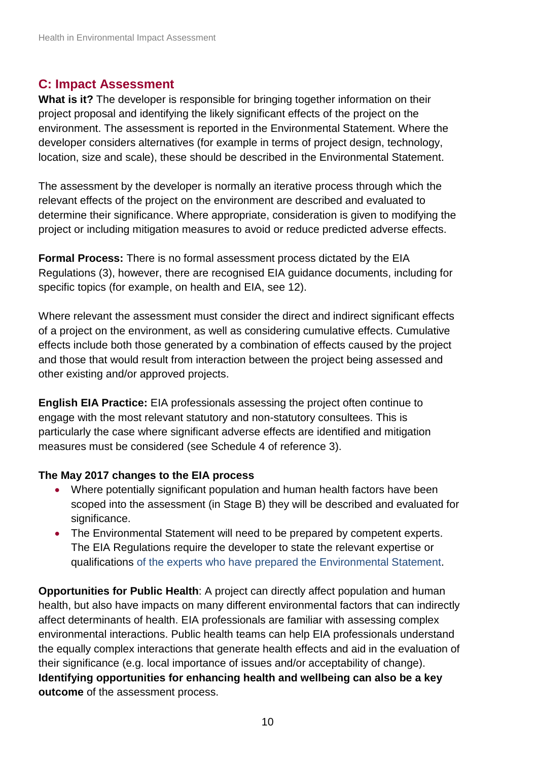## C: Impact Assessment

**What is it?** The developer is responsible for bringing together information on their project proposal and identifying the likely significant effects of the project on the environment. The assessment is reported in the Environmental Statement. Where the developer considers alternatives (for example in terms of project design, technology, location, size and scale), these should be described in the Environmental Statement.

The assessment by the developer is normally an iterative process through which the relevant effects of the project on the environment are described and evaluated to determine their significance. Where appropriate, consideration is given to modifying the project or including mitigation measures to avoid or reduce predicted adverse effects.

**Formal Process:** There is no formal assessment process dictated by the EIA Regulations (3), however, there are recognised EIA guidance documents, including for specific topics (for example, on health and EIA, see 12).

Where relevant the assessment must consider the direct and indirect significant effects of a project on the environment, as well as considering cumulative effects. Cumulative effects include both those generated by a combination of effects caused by the project and those that would result from interaction between the project being assessed and other existing and/or approved projects.

**English EIA Practice:** EIA professionals assessing the project often continue to engage with the most relevant statutory and non-statutory consultees. This is particularly the case where significant adverse effects are identified and mitigation measures must be considered (see Schedule 4 of reference 3).

**The May 2017 changes to the EIA process**

- Where potentially significant population and human health factors have been scoped into the assessment (in Stage B) they will be described and evaluated for significance.
- The Environmental Statement will need to be prepared by competent experts. The EIA Regulations require the developer to state the relevant expertise or qualifications of the experts who have prepared the Environmental Statement.

**Opportunities for Public Health**: A project can directly affect population and human health, but also have impacts on many different environmental factors that can indirectly affect determinants of health. EIA professionals are familiar with assessing complex environmental interactions. Public health teams can help EIA professionals understand the equally complex interactions that generate health effects and aid in the evaluation of their significance (e.g. local importance of issues and/or acceptability of change). **Identifying opportunities for enhancing health and wellbeing can also be a key outcome** of the assessment process.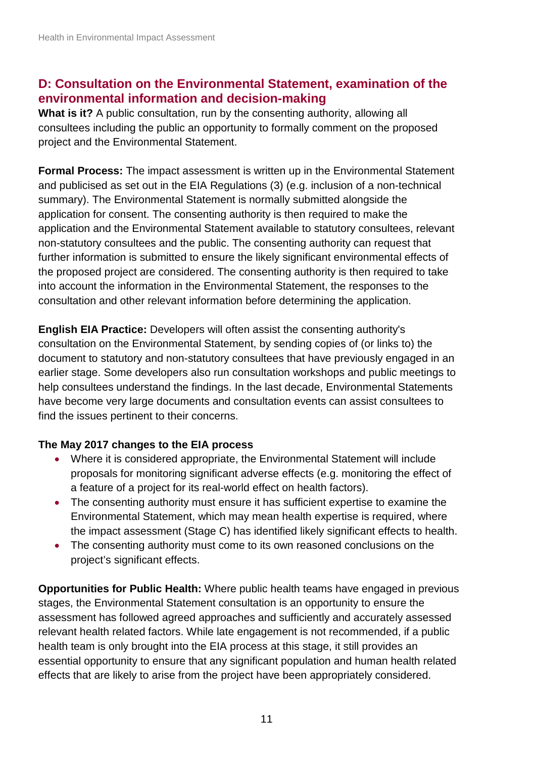## D: Consultation on the Environmental Statement, examination of the environmental information and decision-making

**What is it?** A public consultation, run by the consenting authority, allowing all consultees including the public an opportunity to formally comment on the proposed project and the Environmental Statement.

**Formal Process:** The impact assessment is written up in the Environmental Statement and publicised as set out in the EIA Regulations (3) (e.g. inclusion of a non-technical summary). The Environmental Statement is normally submitted alongside the application for consent. The consenting authority is then required to make the application and the Environmental Statement available to statutory consultees, relevant non-statutory consultees and the public. The consenting authority can request that further information is submitted to ensure the likely significant environmental effects of the proposed project are considered. The consenting authority is then required to take into account the information in the Environmental Statement, the responses to the consultation and other relevant information before determining the application.

**English EIA Practice:** Developers will often assist the consenting authority's consultation on the Environmental Statement, by sending copies of (or links to) the document to statutory and non-statutory consultees that have previously engaged in an earlier stage. Some developers also run consultation workshops and public meetings to help consultees understand the findings. In the last decade, Environmental Statements have become very large documents and consultation events can assist consultees to find the issues pertinent to their concerns.

**The May 2017 changes to the EIA process**

- Where it is considered appropriate, the Environmental Statement will include proposals for monitoring significant adverse effects (e.g. monitoring the effect of a feature of a project for its real-world effect on health factors).
- The consenting authority must ensure it has sufficient expertise to examine the Environmental Statement, which may mean health expertise is required, where the impact assessment (Stage C) has identified likely significant effects to health.
- The consenting authority must come to its own reasoned conclusions on the project's significant effects.

**Opportunities for Public Health:** Where public health teams have engaged in previous stages, the Environmental Statement consultation is an opportunity to ensure the assessment has followed agreed approaches and sufficiently and accurately assessed relevant health related factors. While late engagement is not recommended, if a public health team is only brought into the EIA process at this stage, it still provides an essential opportunity to ensure that any significant population and human health related effects that are likely to arise from the project have been appropriately considered.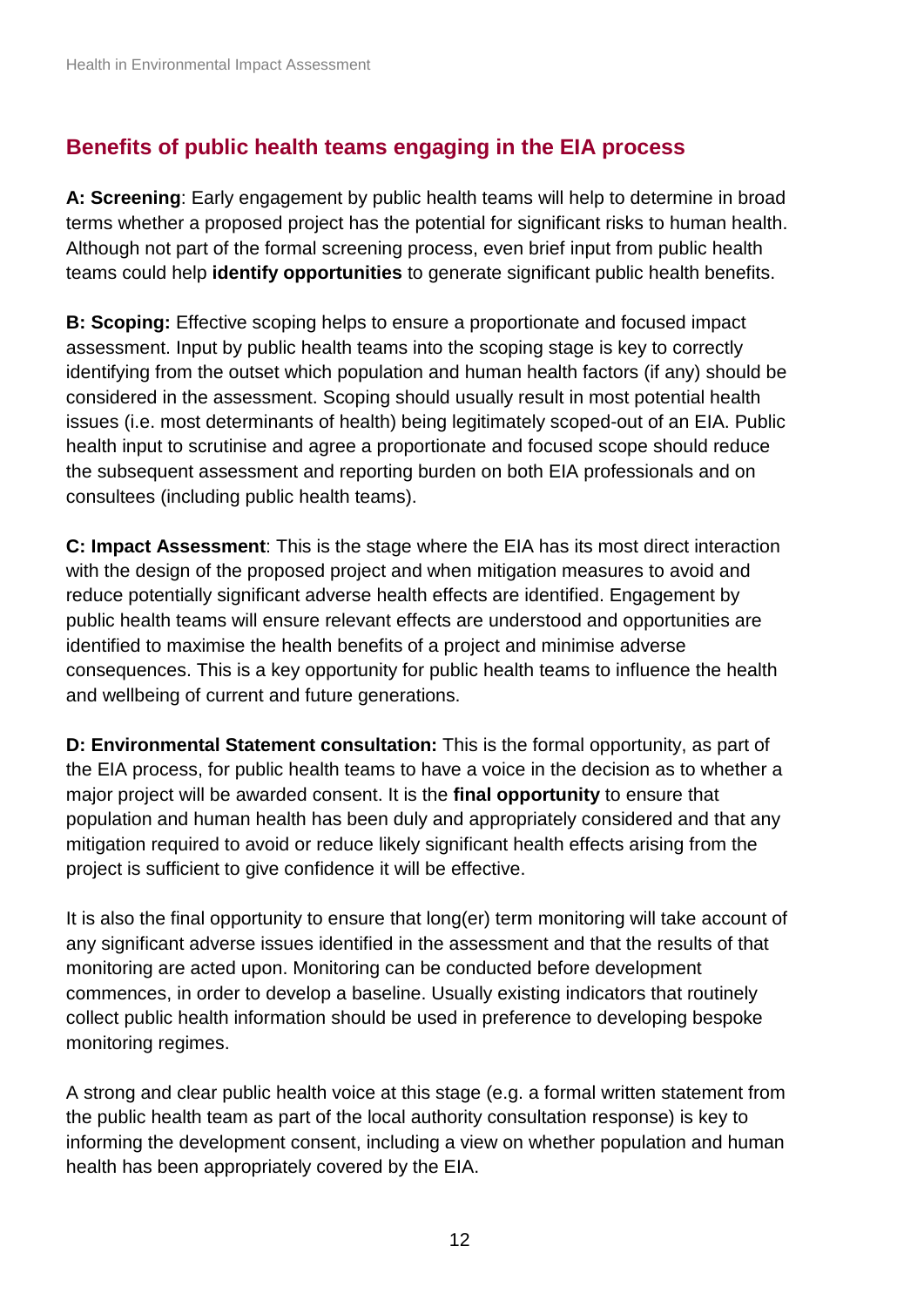## Benefits of public health teams engaging in the EIA process

**A: Screening**: Early engagement by public health teams will help to determine in broad terms whether a proposed project has the potential for significant risks to human health. Although not part of the formal screening process, even brief input from public health teams could help **identify opportunities** to generate significant public health benefits.

**B: Scoping:** Effective scoping helps to ensure a proportionate and focused impact assessment. Input by public health teams into the scoping stage is key to correctly identifying from the outset which population and human health factors (if any) should be considered in the assessment. Scoping should usually result in most potential health issues (i.e. most determinants of health) being legitimately scoped-out of an EIA. Public health input to scrutinise and agree a proportionate and focused scope should reduce the subsequent assessment and reporting burden on both EIA professionals and on consultees (including public health teams).

**C: Impact Assessment**: This is the stage where the EIA has its most direct interaction with the design of the proposed project and when mitigation measures to avoid and reduce potentially significant adverse health effects are identified. Engagement by public health teams will ensure relevant effects are understood and opportunities are identified to maximise the health benefits of a project and minimise adverse consequences. This is a key opportunity for public health teams to influence the health and wellbeing of current and future generations.

**D: Environmental Statement consultation:** This is the formal opportunity, as part of the EIA process, for public health teams to have a voice in the decision as to whether a major project will be awarded consent. It is the **final opportunity** to ensure that population and human health has been duly and appropriately considered and that any mitigation required to avoid or reduce likely significant health effects arising from the project is sufficient to give confidence it will be effective.

It is also the final opportunity to ensure that long(er) term monitoring will take account of any significant adverse issues identified in the assessment and that the results of that monitoring are acted upon. Monitoring can be conducted before development commences, in order to develop a baseline. Usually existing indicators that routinely collect public health information should be used in preference to developing bespoke monitoring regimes.

A strong and clear public health voice at this stage (e.g. a formal written statement from the public health team as part of the local authority consultation response) is key to informing the development consent, including a view on whether population and human health has been appropriately covered by the EIA.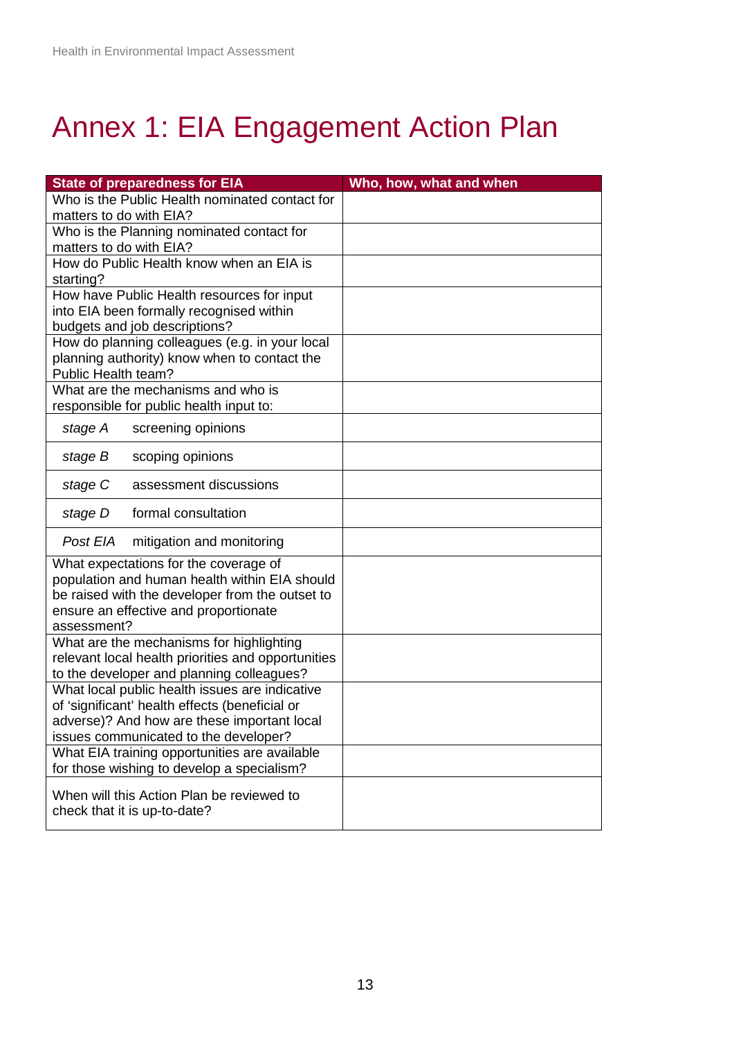# Annex 1: EIA Engagement Action Plan

| State of preparedness for EIA | Who, how, what and when |
| --- | --- |
| Who is the Public Health nominated contact for matters to do with EIA? | |
| Who is the Planning nominated contact for matters to do with EIA? | |
| How do Public Health know when an EIA is starting? | |
| How have Public Health resources for input into EIA been formally recognised within budgets and job descriptions? | |
| How do planning colleagues (e.g. in your local planning authority) know when to contact the Public Health team? | |
| What are the mechanisms and who is responsible for public health input to: | |
| *stage A* screening opinions | |
| *stage B* scoping opinions | |
| *stage C* assessment discussions | |
| *stage D* formal consultation | |
| *Post EIA* mitigation and monitoring | |
| What expectations for the coverage of population and human health within EIA should be raised with the developer from the outset to ensure an effective and proportionate assessment? | |
| What are the mechanisms for highlighting relevant local health priorities and opportunities to the developer and planning colleagues? | |
| What local public health issues are indicative of 'significant' health effects (beneficial or adverse)? And how are these important local issues communicated to the developer? | |
| What EIA training opportunities are available for those wishing to develop a specialism? | |
| When will this Action Plan be reviewed to check that it is up-to-date? | |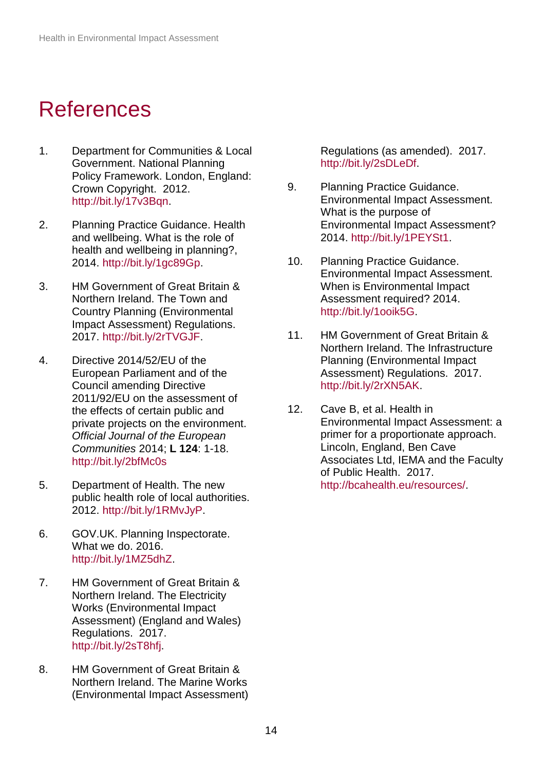# References

1. Department for Communities & Local Government. National Planning Policy Framework. London, England: Crown Copyright. 2012. http://bit.ly/17v3Bqn.

2. Planning Practice Guidance. Health and wellbeing. What is the role of health and wellbeing in planning?, 2014. http://bit.ly/1gc89Gp.

3. HM Government of Great Britain & Northern Ireland. The Town and Country Planning (Environmental Impact Assessment) Regulations. 2017. http://bit.ly/2rTVGJF.

4. Directive 2014/52/EU of the European Parliament and of the Council amending Directive 2011/92/EU on the assessment of the effects of certain public and private projects on the environment. *Official Journal of the European Communities* 2014; **L 124**: 1-18. http://bit.ly/2bfMc0s

5. Department of Health. The new public health role of local authorities. 2012. http://bit.ly/1RMvJyP.

6. GOV.UK. Planning Inspectorate. What we do. 2016. http://bit.ly/1MZ5dhZ.

7. HM Government of Great Britain & Northern Ireland. The Electricity Works (Environmental Impact Assessment) (England and Wales) Regulations. 2017. http://bit.ly/2sT8hfj.

8. HM Government of Great Britain & Northern Ireland. The Marine Works (Environmental Impact Assessment) Regulations (as amended). 2017. http://bit.ly/2sDLeDf.

9. Planning Practice Guidance. Environmental Impact Assessment. What is the purpose of Environmental Impact Assessment? 2014. http://bit.ly/1PEYSt1.

10. Planning Practice Guidance. Environmental Impact Assessment. When is Environmental Impact Assessment required? 2014. http://bit.ly/1ooik5G.

11. HM Government of Great Britain & Northern Ireland. The Infrastructure Planning (Environmental Impact Assessment) Regulations. 2017. http://bit.ly/2rXN5AK.

12. Cave B, et al. Health in Environmental Impact Assessment: a primer for a proportionate approach. Lincoln, England, Ben Cave Associates Ltd, IEMA and the Faculty of Public Health. 2017. http://bcahealth.eu/resources/.